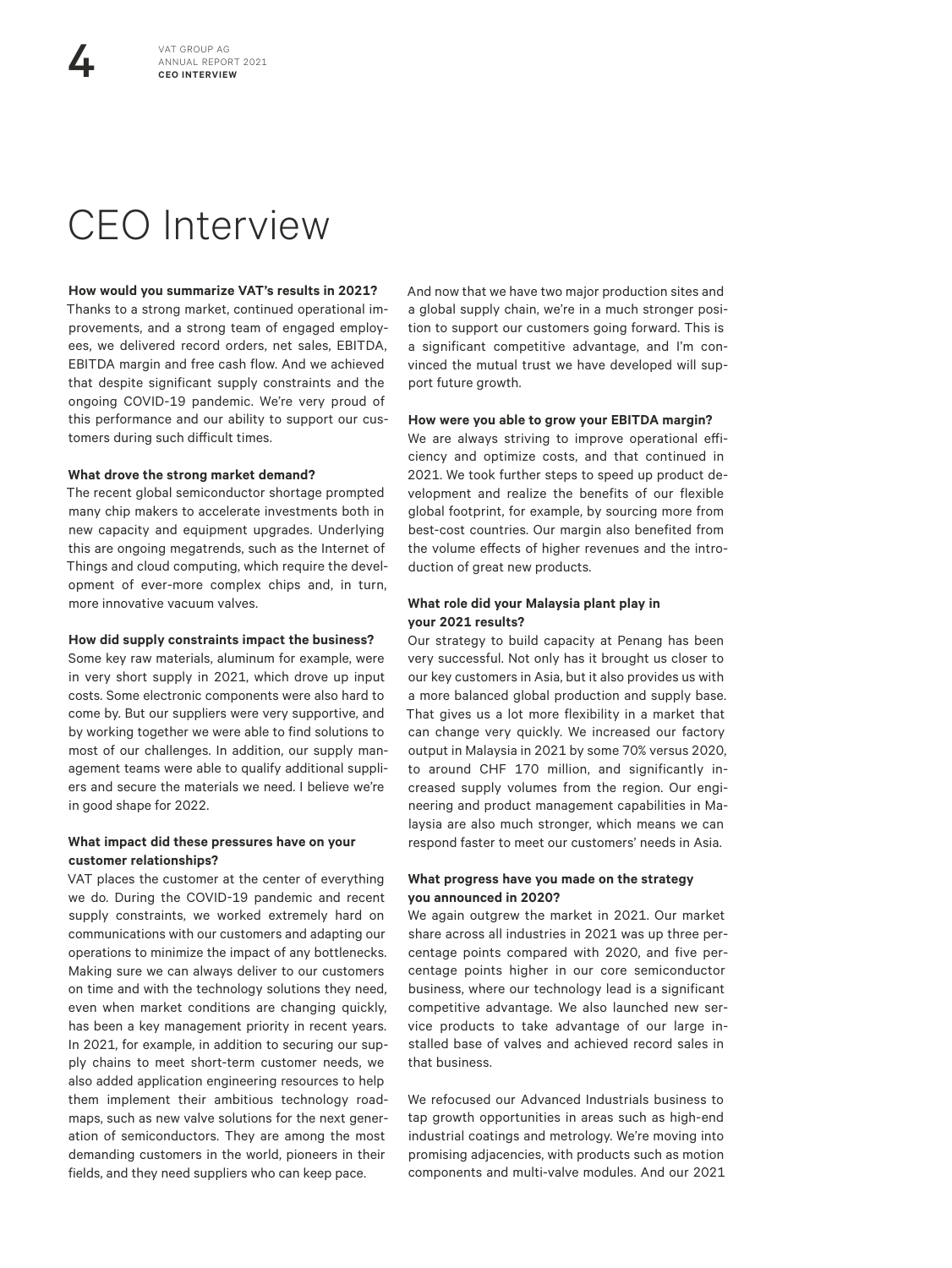# CEO Interview

**How would you summarize VAT's results in 2021?**

Thanks to a strong market, continued operational improvements, and a strong team of engaged employees, we delivered record orders, net sales, EBITDA, EBITDA margin and free cash flow. And we achieved that despite significant supply constraints and the ongoing COVID-19 pandemic. We're very proud of this performance and our ability to support our customers during such difficult times.

**What drove the strong market demand?**

The recent global semiconductor shortage prompted many chip makers to accelerate investments both in new capacity and equipment upgrades. Underlying this are ongoing megatrends, such as the Internet of Things and cloud computing, which require the development of ever-more complex chips and, in turn, more innovative vacuum valves.

**How did supply constraints impact the business?**

Some key raw materials, aluminum for example, were in very short supply in 2021, which drove up input costs. Some electronic components were also hard to come by. But our suppliers were very supportive, and by working together we were able to find solutions to most of our challenges. In addition, our supply management teams were able to qualify additional suppliers and secure the materials we need. I believe we're in good shape for 2022.

**What impact did these pressures have on your customer relationships?**

VAT places the customer at the center of everything we do. During the COVID-19 pandemic and recent supply constraints, we worked extremely hard on communications with our customers and adapting our operations to minimize the impact of any bottlenecks. Making sure we can always deliver to our customers on time and with the technology solutions they need, even when market conditions are changing quickly, has been a key management priority in recent years. In 2021, for example, in addition to securing our supply chains to meet short-term customer needs, we also added application engineering resources to help them implement their ambitious technology roadmaps, such as new valve solutions for the next generation of semiconductors. They are among the most demanding customers in the world, pioneers in their fields, and they need suppliers who can keep pace.

And now that we have two major production sites and a global supply chain, we're in a much stronger position to support our customers going forward. This is a significant competitive advantage, and I'm convinced the mutual trust we have developed will support future growth.

**How were you able to grow your EBITDA margin?**

We are always striving to improve operational efficiency and optimize costs, and that continued in 2021. We took further steps to speed up product development and realize the benefits of our flexible global footprint, for example, by sourcing more from best-cost countries. Our margin also benefited from the volume effects of higher revenues and the introduction of great new products.

**What role did your Malaysia plant play in your 2021 results?**

Our strategy to build capacity at Penang has been very successful. Not only has it brought us closer to our key customers in Asia, but it also provides us with a more balanced global production and supply base. That gives us a lot more flexibility in a market that can change very quickly. We increased our factory output in Malaysia in 2021 by some 70% versus 2020, to around CHF 170 million, and significantly increased supply volumes from the region. Our engineering and product management capabilities in Malaysia are also much stronger, which means we can respond faster to meet our customers' needs in Asia.

**What progress have you made on the strategy you announced in 2020?**

We again outgrew the market in 2021. Our market share across all industries in 2021 was up three percentage points compared with 2020, and five percentage points higher in our core semiconductor business, where our technology lead is a significant competitive advantage. We also launched new service products to take advantage of our large installed base of valves and achieved record sales in that business.

We refocused our Advanced Industrials business to tap growth opportunities in areas such as high-end industrial coatings and metrology. We're moving into promising adjacencies, with products such as motion components and multi-valve modules. And our 2021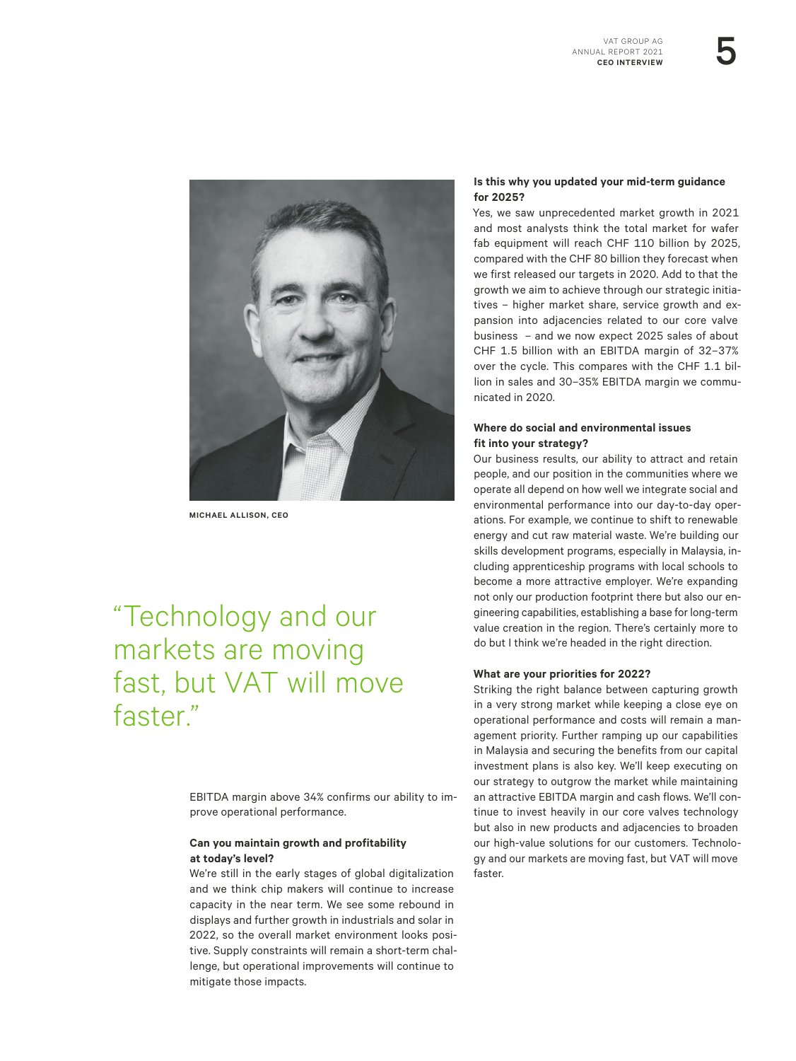MICHAEL ALLISON, CEO

> "Technology and our markets are moving fast, but VAT will move faster."

EBITDA margin above 34% confirms our ability to improve operational performance.

**Can you maintain growth and profitability at today's level?**

We're still in the early stages of global digitalization and we think chip makers will continue to increase capacity in the near term. We see some rebound in displays and further growth in industrials and solar in 2022, so the overall market environment looks positive. Supply constraints will remain a short-term challenge, but operational improvements will continue to mitigate those impacts.

**Is this why you updated your mid-term guidance for 2025?**

Yes, we saw unprecedented market growth in 2021 and most analysts think the total market for wafer fab equipment will reach CHF 110 billion by 2025, compared with the CHF 80 billion they forecast when we first released our targets in 2020. Add to that the growth we aim to achieve through our strategic initiatives – higher market share, service growth and expansion into adjacencies related to our core valve business – and we now expect 2025 sales of about CHF 1.5 billion with an EBITDA margin of 32–37% over the cycle. This compares with the CHF 1.1 billion in sales and 30–35% EBITDA margin we communicated in 2020.

**Where do social and environmental issues fit into your strategy?**

Our business results, our ability to attract and retain people, and our position in the communities where we operate all depend on how well we integrate social and environmental performance into our day-to-day operations. For example, we continue to shift to renewable energy and cut raw material waste. We're building our skills development programs, especially in Malaysia, including apprenticeship programs with local schools to become a more attractive employer. We're expanding not only our production footprint there but also our engineering capabilities, establishing a base for long-term value creation in the region. There's certainly more to do but I think we're headed in the right direction.

**What are your priorities for 2022?**

Striking the right balance between capturing growth in a very strong market while keeping a close eye on operational performance and costs will remain a management priority. Further ramping up our capabilities in Malaysia and securing the benefits from our capital investment plans is also key. We'll keep executing on our strategy to outgrow the market while maintaining an attractive EBITDA margin and cash flows. We'll continue to invest heavily in our core valves technology but also in new products and adjacencies to broaden our high-value solutions for our customers. Technology and our markets are moving fast, but VAT will move faster.